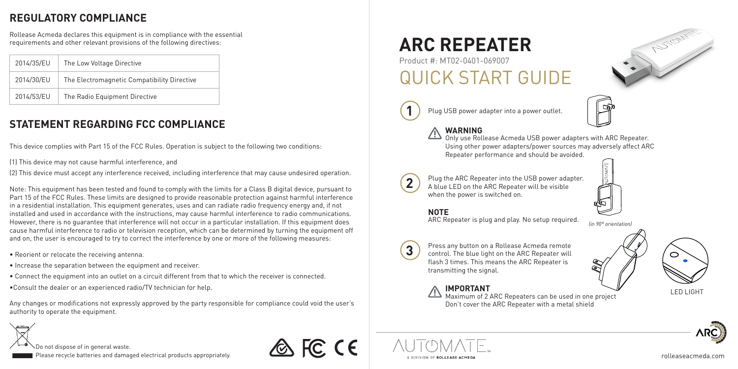## REGULATORY COMPLIANCE

Rollease Acmeda declares this equipment is in compliance with the essential requirements and other relevant provisions of the following directives:

| 2014/35/EU | The Low Voltage Directive |
|---|---|
| 2014/30/EU | The Electromagnetic Compatibility Directive |
| 2014/53/EU | The Radio Equipment Directive |

## STATEMENT REGARDING FCC COMPLIANCE

This device complies with Part 15 of the FCC Rules. Operation is subject to the following two conditions:

(1) This device may not cause harmful interference, and

(2) This device must accept any interference received, including interference that may cause undesired operation.

Note: This equipment has been tested and found to comply with the limits for a Class B digital device, pursuant to Part 15 of the FCC Rules. These limits are designed to provide reasonable protection against harmful interference in a residential installation. This equipment generates, uses and can radiate radio frequency energy and, if not installed and used in accordance with the instructions, may cause harmful interference to radio communications. However, there is no guarantee that interference will not occur in a particular installation. If this equipment does cause harmful interference to radio or television reception, which can be determined by turning the equipment off and on, the user is encouraged to try to correct the interference by one or more of the following measures:

- Reorient or relocate the receiving antenna.
- Increase the separation between the equipment and receiver.
- Connect the equipment into an outlet on a circuit different from that to which the receiver is connected.
- Consult the dealer or an experienced radio/TV technician for help.

Any changes or modifications not expressly approved by the party responsible for compliance could void the user's authority to operate the equipment.

Do not dispose of in general waste.
Please recycle batteries and damaged electrical products appropriately.

# ARC REPEATER

Product #: MT02-0401-069007

# QUICK START GUIDE

**1** Plug USB power adapter into a power outlet.

**WARNING**
Only use Rollease Acmeda USB power adapters with ARC Repeater. Using other power adapters/power sources may adversely affect ARC Repeater performance and should be avoided.

**2** Plug the ARC Repeater into the USB power adapter. A blue LED on the ARC Repeater will be visible when the power is switched on.

**NOTE**
ARC Repeater is plug and play. No setup required.

*(in 90° orientation)*

**3** Press any button on a Rollease Acmeda remote control. The blue light on the ARC Repeater will flash 3 times. This means the ARC Repeater is transmitting the signal.

LED LIGHT

**IMPORTANT**
Maximum of 2 ARC Repeaters can be used in one project
Don't cover the ARC Repeater with a metal shield

AUTOMATE™ A DIVISION OF ROLLEASE ACMEDA

rolleaseacmeda.com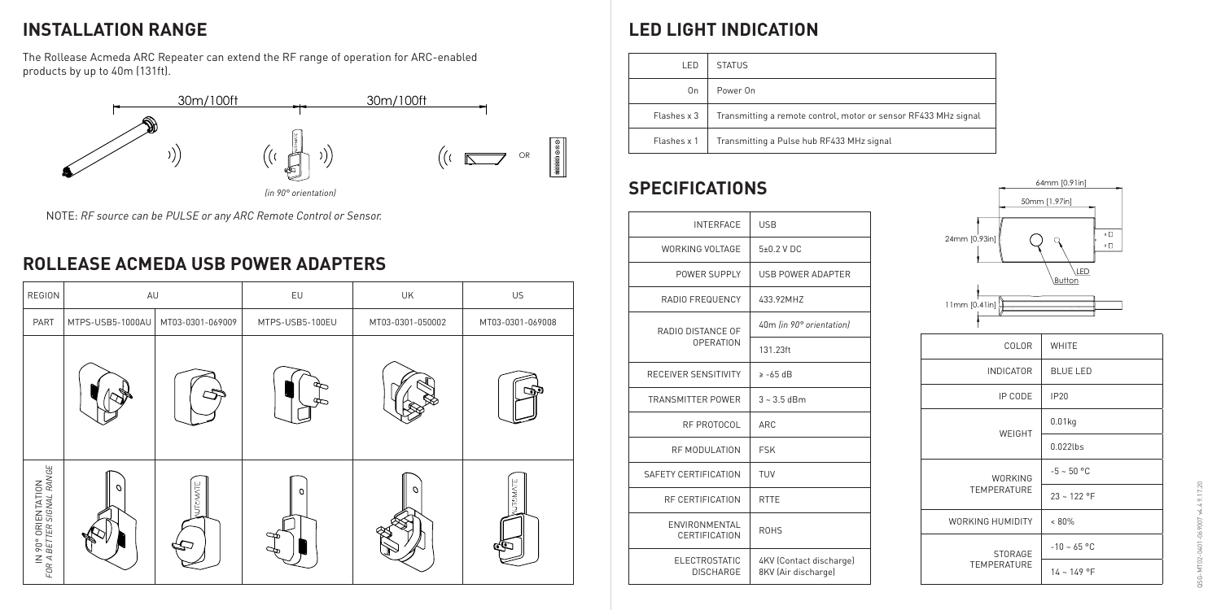## INSTALLATION RANGE

The Rollease Acmeda ARC Repeater can extend the RF range of operation for ARC-enabled products by up to 40m (131ft).

30m/100ft

30m/100ft

(in 90° orientation)

OR

NOTE: *RF source can be PULSE or any ARC Remote Control or Sensor.*

## ROLLEASE ACMEDA USB POWER ADAPTERS

| REGION | AU | | EU | UK | US |
|---|---|---|---|---|---|
| PART | MTPS-USB5-1000AU | MT03-0301-069009 | MTPS-USB5-100EU | MT03-0301-050002 | MT03-0301-069008 |
| | | | | | |
| IN 90° ORIENTATION *FOR A BETTER SIGNAL RANGE* | | | | | |

## LED LIGHT INDICATION

| LED | STATUS |
|---|---|
| On | Power On |
| Flashes x 3 | Transmitting a remote control, motor or sensor RF433 MHz signal |
| Flashes x 1 | Transmitting a Pulse hub RF433 MHz signal |

## SPECIFICATIONS

| | |
|---|---|
| INTERFACE | USB |
| WORKING VOLTAGE | 5±0.2 V DC |
| POWER SUPPLY | USB POWER ADAPTER |
| RADIO FREQUENCY | 433.92MHZ |
| RADIO DISTANCE OF OPERATION | 40m *(in 90° orientation)* |
| | 131.23ft |
| RECEIVER SENSITIVITY | ≥ -65 dB |
| TRANSMITTER POWER | 3 ~ 3.5 dBm |
| RF PROTOCOL | ARC |
| RF MODULATION | FSK |
| SAFETY CERTIFICATION | TUV |
| RF CERTIFICATION | RTTE |
| ENVIRONMENTAL CERTIFICATION | ROHS |
| ELECTROSTATIC DISCHARGE | 4KV (Contact discharge) 8KV (Air discharge) |

64mm [0.91in]

50mm [1.97in]

24mm [0.93in]

LED

Button

11mm [0.41in]

| | |
|---|---|
| COLOR | WHITE |
| INDICATOR | BLUE LED |
| IP CODE | IP20 |
| WEIGHT | 0.01kg |
| | 0.022lbs |
| WORKING TEMPERATURE | -5 ~ 50 °C |
| | 23 ~ 122 °F |
| WORKING HUMIDITY | < 80% |
| STORAGE TEMPERATURE | -10 ~ 65 °C |
| | 14 ~ 149 °F |

QSG-MT02-0401-069007 v4.4 9.17.20